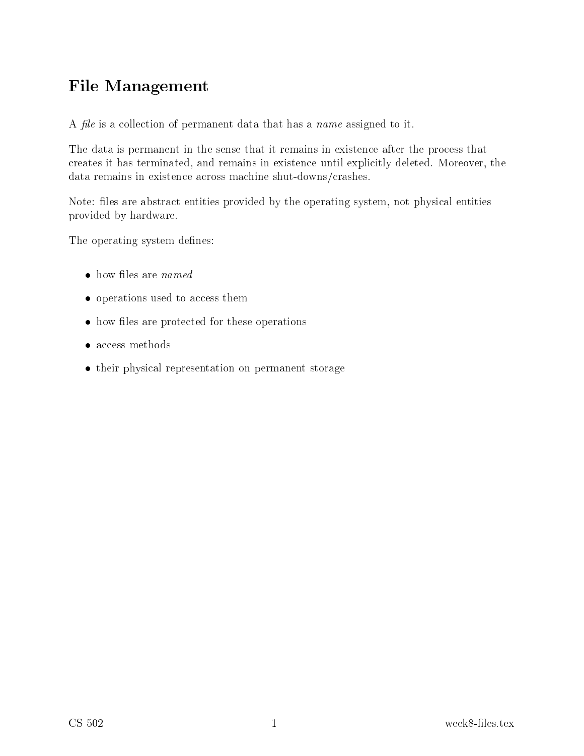# File Management

A *file* is a collection of permanent data that has a *name* assigned to it.

The data is permanent in the sense that it remains in existence after the process that creates it has terminated, and remains in existence until explicitly deleted. Moreover, the data remains in existence across machine shut-downs/crashes.

Note: files are abstract entities provided by the operating system, not physical entities provided by hardware.

The operating system defines:

- how files are *named*
- operations used to access them
- how files are protected for these operations
- access methods
- their physical representation on permanent storage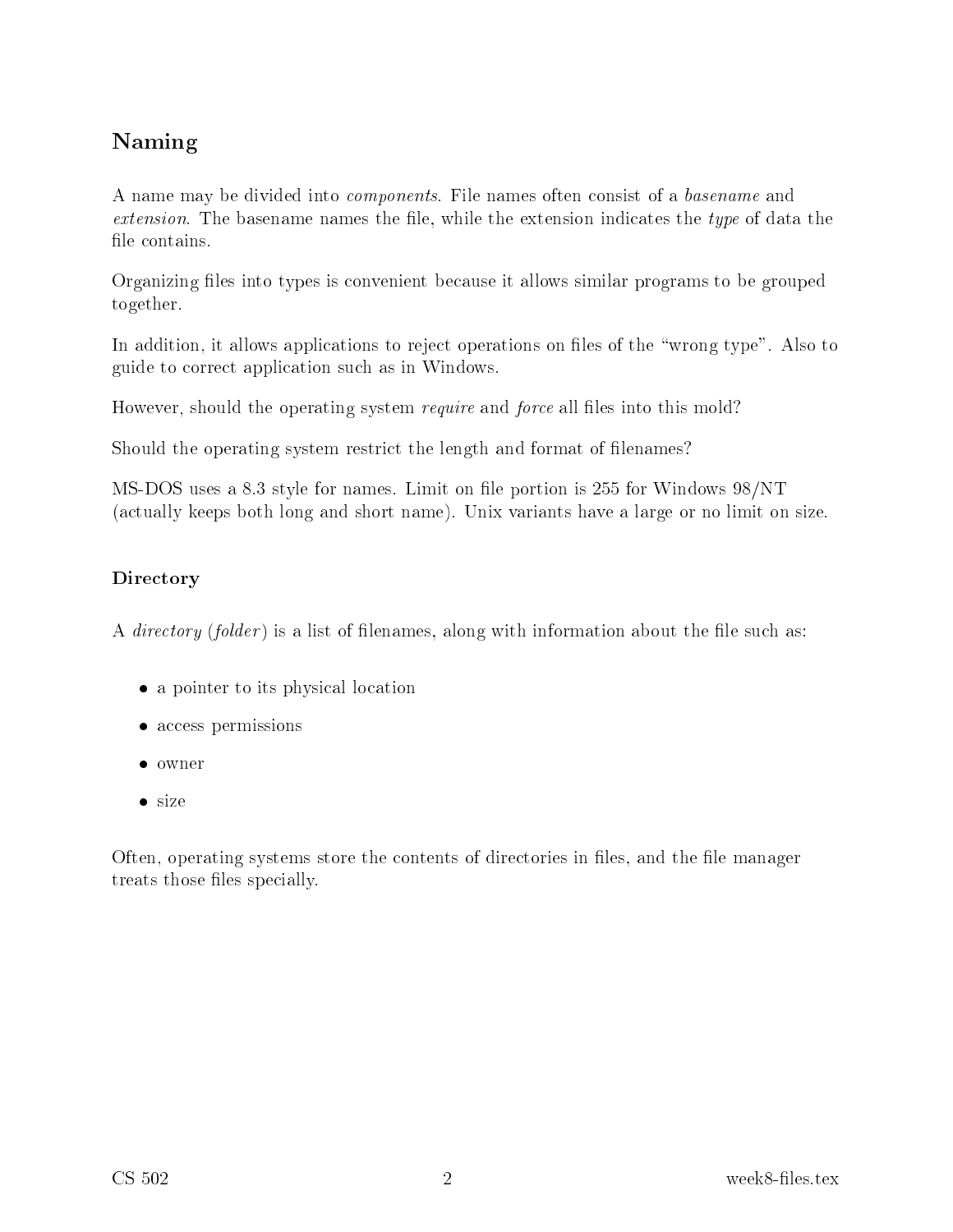## Naming

A name may be divided into *components*. File names often consist of a *basename* and *extension*. The basename names the file, while the extension indicates the *type* of data the file contains.

Organizing files into types is convenient because it allows similar programs to be grouped together.

In addition, it allows applications to reject operations on files of the "wrong type". Also to guide to correct application such as in Windows.

However, should the operating system *require* and *force* all files into this mold?

Should the operating system restrict the length and format of filenames?

MS-DOS uses a 8.3 style for names. Limit on file portion is 255 for Windows 98/NT (actually keeps both long and short name). Unix variants have a large or no limit on size.

### Directory

A *directory* (*folder*) is a list of filenames, along with information about the file such as:

- a pointer to its physical location
- access permissions
- owner
- size

Often, operating systems store the contents of directories in files, and the file manager treats those files specially.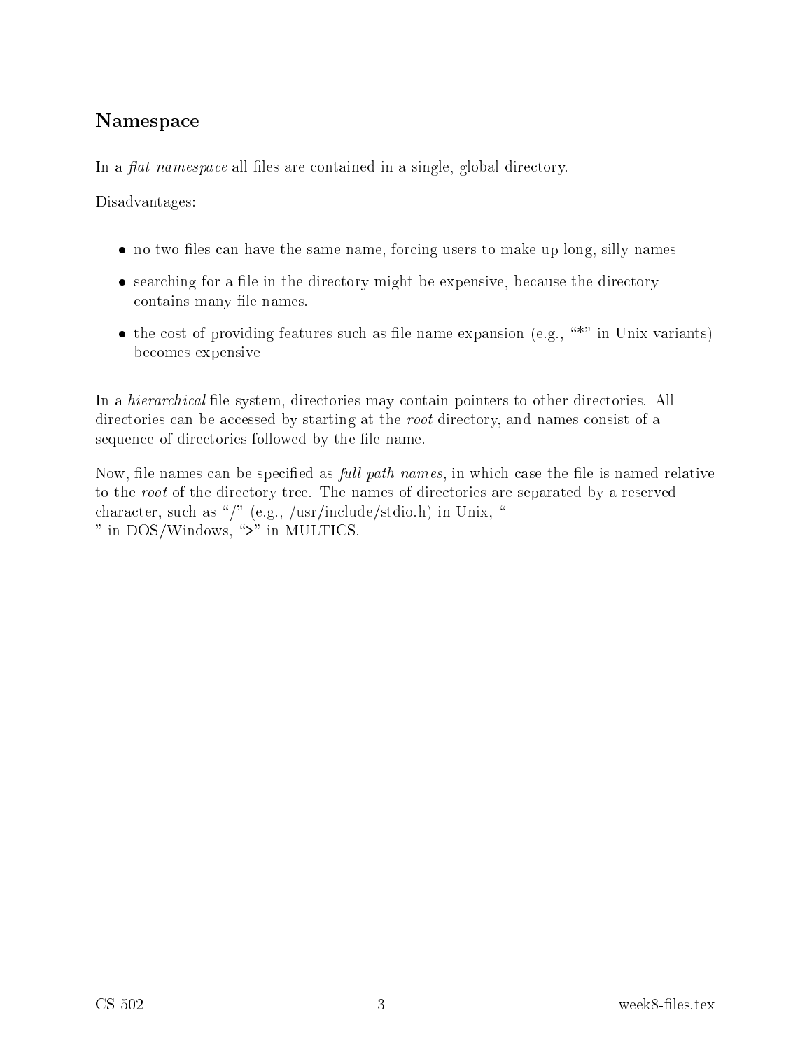## Namespace

In a *flat namespace* all files are contained in a single, global directory.

Disadvantages:

- no two files can have the same name, forcing users to make up long, silly names
- searching for a file in the directory might be expensive, because the directory contains many file names.
- the cost of providing features such as file name expansion (e.g., "*" in Unix variants) becomes expensive

In a *hierarchical* file system, directories may contain pointers to other directories. All directories can be accessed by starting at the *root* directory, and names consist of a sequence of directories followed by the file name.

Now, file names can be specified as *full path names*, in which case the file is named relative to the *root* of the directory tree. The names of directories are separated by a reserved character, such as "/" (e.g., /usr/include/stdio.h) in Unix, "
" in DOS/Windows, ">" in MULTICS.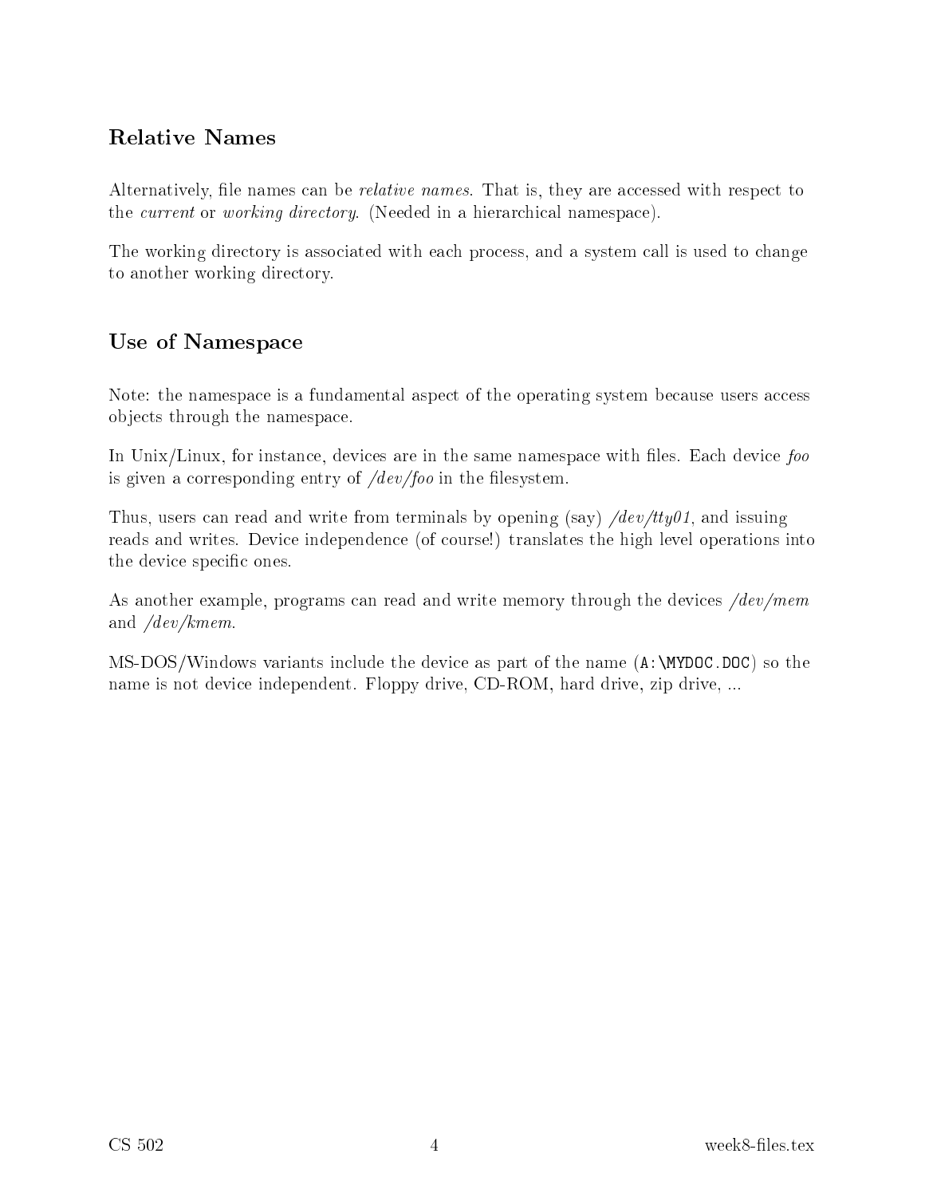## Relative Names

Alternatively, file names can be *relative names*. That is, they are accessed with respect to the *current* or *working directory*. (Needed in a hierarchical namespace).

The working directory is associated with each process, and a system call is used to change to another working directory.

## Use of Namespace

Note: the namespace is a fundamental aspect of the operating system because users access objects through the namespace.

In Unix/Linux, for instance, devices are in the same namespace with files. Each device *foo* is given a corresponding entry of */dev/foo* in the filesystem.

Thus, users can read and write from terminals by opening (say) */dev/tty01*, and issuing reads and writes. Device independence (of course!) translates the high level operations into the device specific ones.

As another example, programs can read and write memory through the devices */dev/mem* and */dev/kmem*.

MS-DOS/Windows variants include the device as part of the name (`A:\MYDOC.DOC`) so the name is not device independent. Floppy drive, CD-ROM, hard drive, zip drive, ...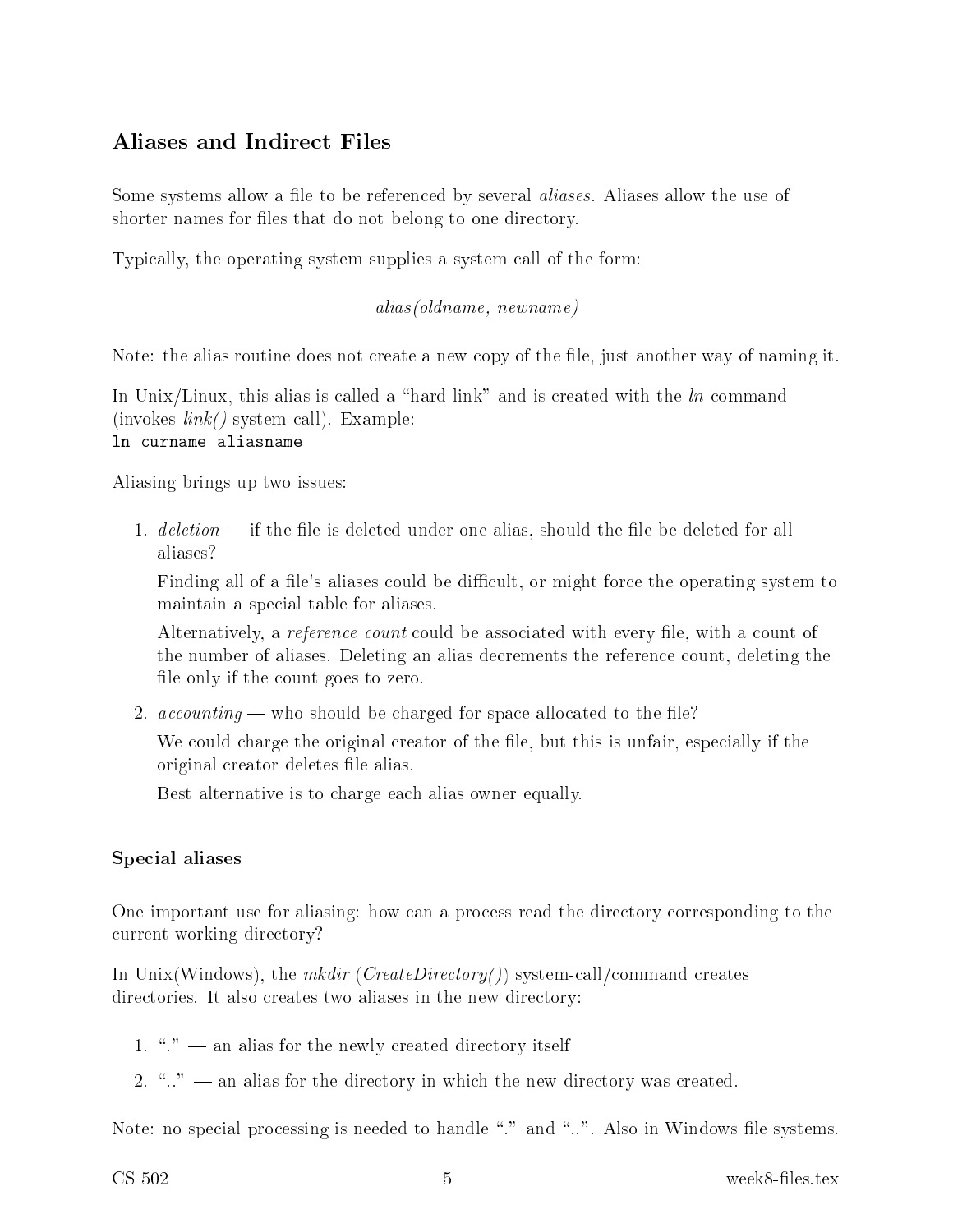## Aliases and Indirect Files

Some systems allow a file to be referenced by several *aliases*. Aliases allow the use of shorter names for files that do not belong to one directory.

Typically, the operating system supplies a system call of the form:

*alias(oldname, newname)*

Note: the alias routine does not create a new copy of the file, just another way of naming it.

In Unix/Linux, this alias is called a "hard link" and is created with the *ln* command (invokes *link()* system call). Example:
`ln curname aliasname`

Aliasing brings up two issues:

1. *deletion* — if the file is deleted under one alias, should the file be deleted for all aliases?

   Finding all of a file's aliases could be difficult, or might force the operating system to maintain a special table for aliases.

   Alternatively, a *reference count* could be associated with every file, with a count of the number of aliases. Deleting an alias decrements the reference count, deleting the file only if the count goes to zero.

2. *accounting* — who should be charged for space allocated to the file?

   We could charge the original creator of the file, but this is unfair, especially if the original creator deletes file alias.

   Best alternative is to charge each alias owner equally.

### Special aliases

One important use for aliasing: how can a process read the directory corresponding to the current working directory?

In Unix(Windows), the *mkdir* (*CreateDirectory()*) system-call/command creates directories. It also creates two aliases in the new directory:

1. "." — an alias for the newly created directory itself
2. ".." — an alias for the directory in which the new directory was created.

Note: no special processing is needed to handle "." and "..". Also in Windows file systems.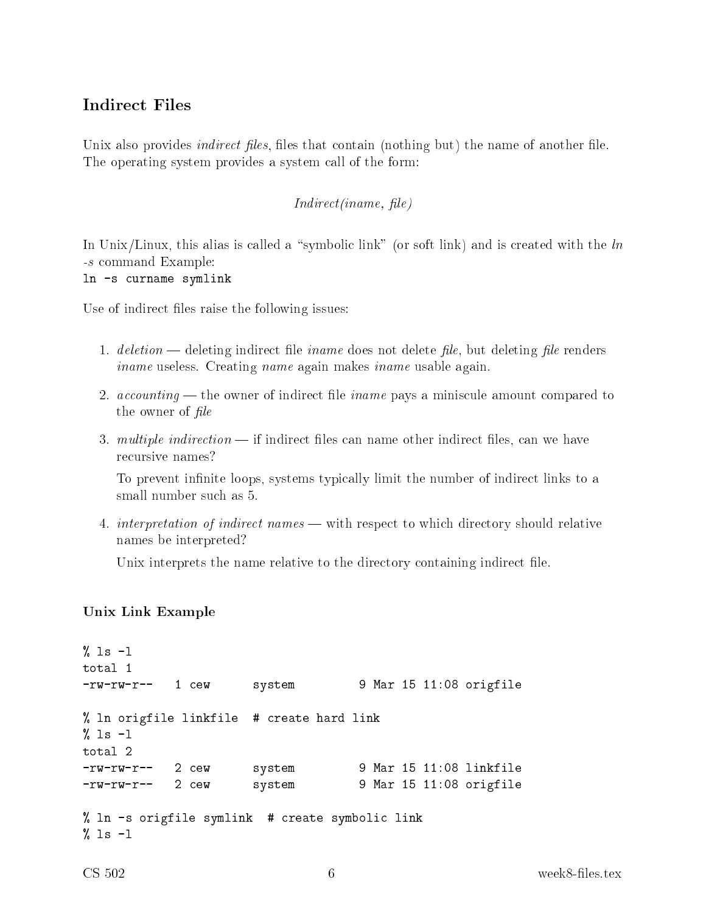## Indirect Files

Unix also provides *indirect files*, files that contain (nothing but) the name of another file. The operating system provides a system call of the form:

*Indirect(iname, file)*

In Unix/Linux, this alias is called a "symbolic link" (or soft link) and is created with the *ln -s* command Example:
`ln -s curname symlink`

Use of indirect files raise the following issues:

1. *deletion* — deleting indirect file *iname* does not delete *file*, but deleting *file* renders *iname* useless. Creating *name* again makes *iname* usable again.
2. *accounting* — the owner of indirect file *iname* pays a miniscule amount compared to the owner of *file*
3. *multiple indirection* — if indirect files can name other indirect files, can we have recursive names?

   To prevent infinite loops, systems typically limit the number of indirect links to a small number such as 5.
4. *interpretation of indirect names* — with respect to which directory should relative names be interpreted?

   Unix interprets the name relative to the directory containing indirect file.

### Unix Link Example

```
% ls -l
total 1
-rw-rw-r--   1 cew      system         9 Mar 15 11:08 origfile

% ln origfile linkfile  # create hard link
% ls -l
total 2
-rw-rw-r--   2 cew      system         9 Mar 15 11:08 linkfile
-rw-rw-r--   2 cew      system         9 Mar 15 11:08 origfile

% ln -s origfile symlink  # create symbolic link
% ls -l
```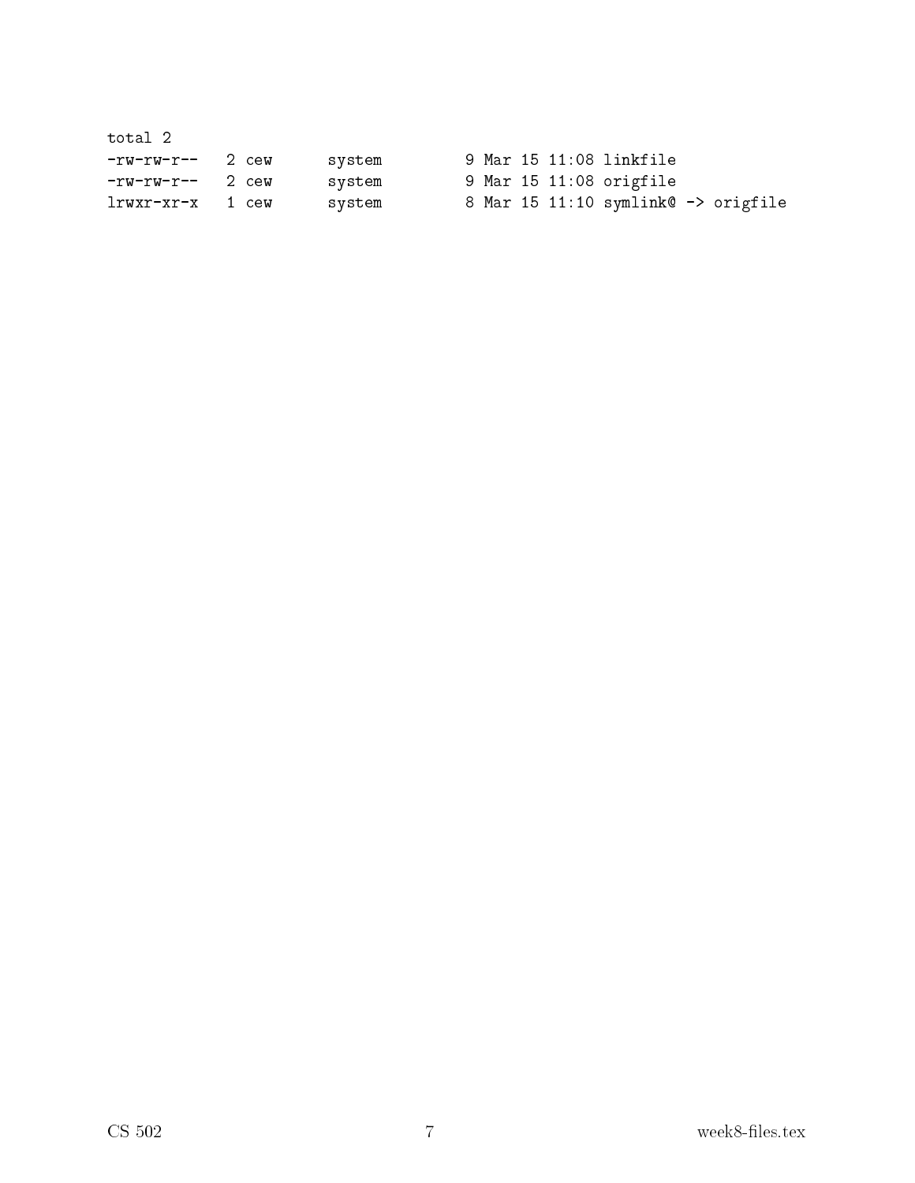```
total 2
-rw-rw-r--   2 cew      system         9 Mar 15 11:08 linkfile
-rw-rw-r--   2 cew      system         9 Mar 15 11:08 origfile
lrwxr-xr-x   1 cew      system         8 Mar 15 11:10 symlink@ -> origfile
```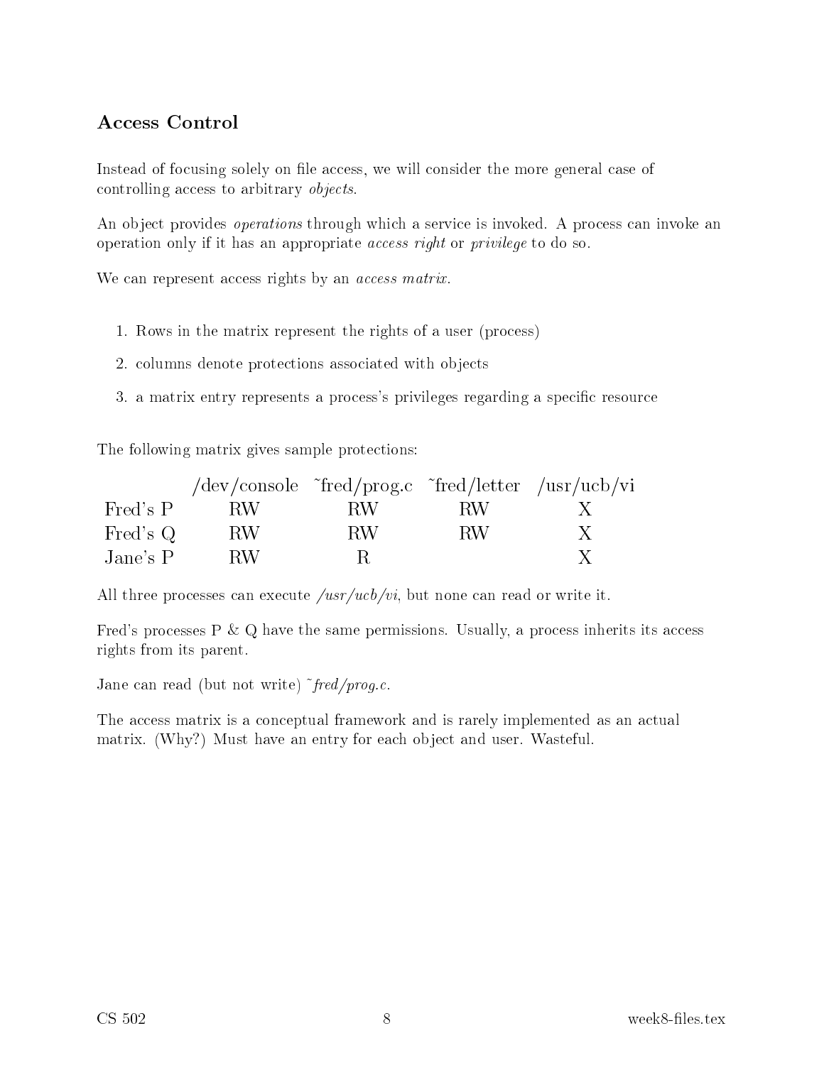## Access Control

Instead of focusing solely on file access, we will consider the more general case of controlling access to arbitrary *objects*.

An object provides *operations* through which a service is invoked. A process can invoke an operation only if it has an appropriate *access right* or *privilege* to do so.

We can represent access rights by an *access matrix*.

1. Rows in the matrix represent the rights of a user (process)
2. columns denote protections associated with objects
3. a matrix entry represents a process's privileges regarding a specific resource

The following matrix gives sample protections:

| | /dev/console | ~fred/prog.c | ~fred/letter | /usr/ucb/vi |
|---|---|---|---|---|
| Fred's P | RW | RW | RW | X |
| Fred's Q | RW | RW | RW | X |
| Jane's P | RW | R | | X |

All three processes can execute */usr/ucb/vi*, but none can read or write it.

Fred's processes P & Q have the same permissions. Usually, a process inherits its access rights from its parent.

Jane can read (but not write) *~fred/prog.c*.

The access matrix is a conceptual framework and is rarely implemented as an actual matrix. (Why?) Must have an entry for each object and user. Wasteful.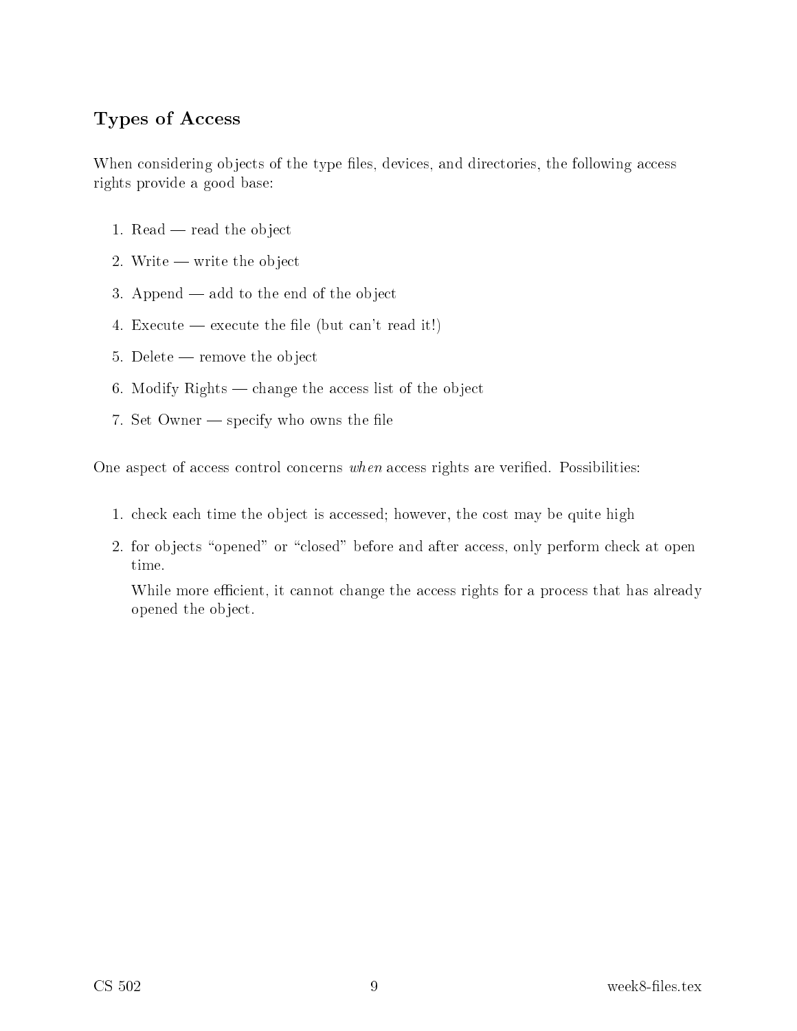## Types of Access

When considering objects of the type files, devices, and directories, the following access rights provide a good base:

1. Read — read the object
2. Write — write the object
3. Append — add to the end of the object
4. Execute — execute the file (but can't read it!)
5. Delete — remove the object
6. Modify Rights — change the access list of the object
7. Set Owner — specify who owns the file

One aspect of access control concerns *when* access rights are verified. Possibilities:

1. check each time the object is accessed; however, the cost may be quite high
2. for objects "opened" or "closed" before and after access, only perform check at open time.

   While more efficient, it cannot change the access rights for a process that has already opened the object.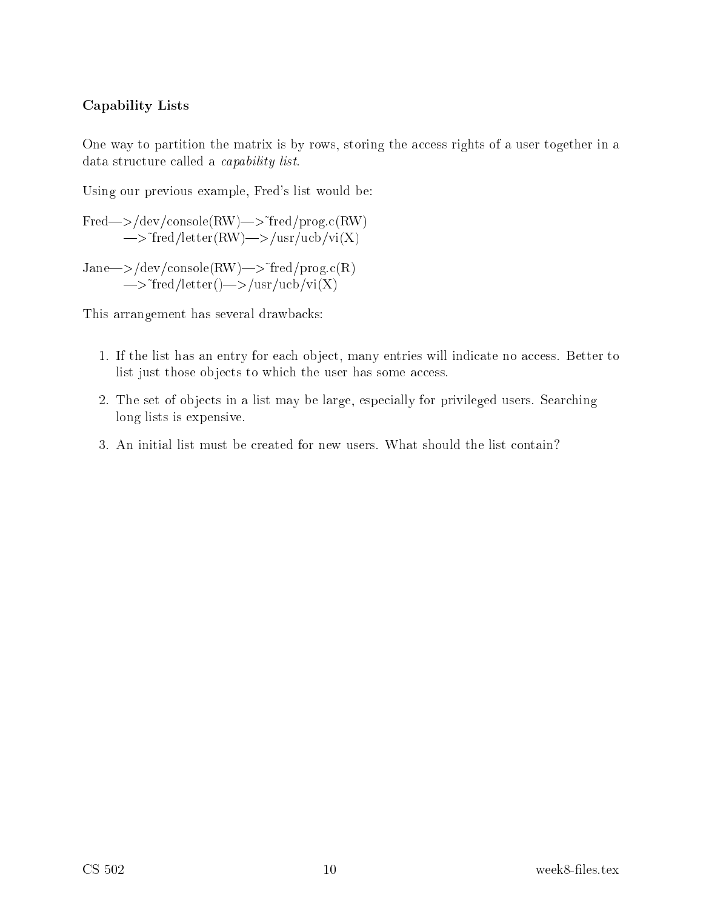### Capability Lists

One way to partition the matrix is by rows, storing the access rights of a user together in a data structure called a *capability list*.

Using our previous example, Fred's list would be:

Fred—>/dev/console(RW)—>~fred/prog.c(RW)
—>~fred/letter(RW)—>/usr/ucb/vi(X)

Jane—>/dev/console(RW)—>~fred/prog.c(R)
—>~fred/letter()—>/usr/ucb/vi(X)

This arrangement has several drawbacks:

1. If the list has an entry for each object, many entries will indicate no access. Better to list just those objects to which the user has some access.
2. The set of objects in a list may be large, especially for privileged users. Searching long lists is expensive.
3. An initial list must be created for new users. What should the list contain?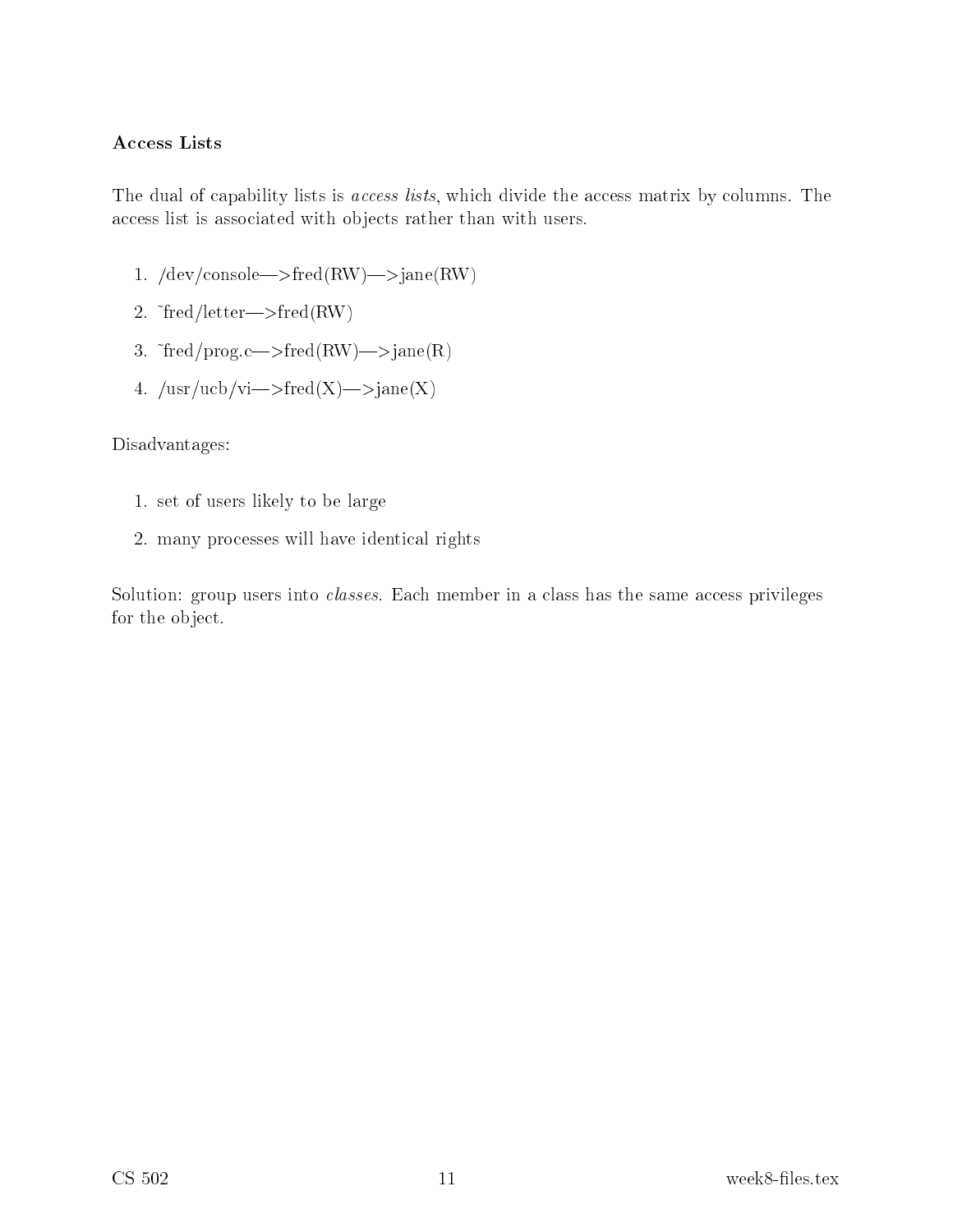**Access Lists**

The dual of capability lists is *access lists*, which divide the access matrix by columns. The access list is associated with objects rather than with users.

1. /dev/console—>fred(RW)—>jane(RW)
2. ~fred/letter—>fred(RW)
3. ~fred/prog.c—>fred(RW)—>jane(R)
4. /usr/ucb/vi—>fred(X)—>jane(X)

Disadvantages:

1. set of users likely to be large
2. many processes will have identical rights

Solution: group users into *classes*. Each member in a class has the same access privileges for the object.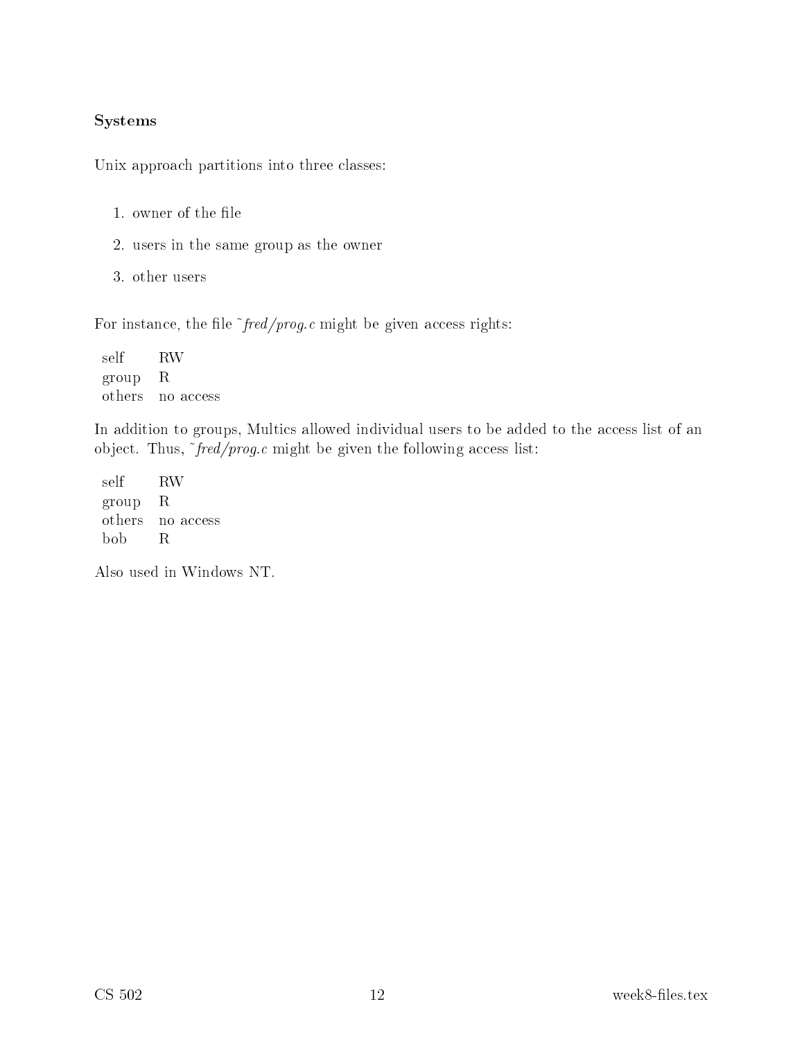### Systems

Unix approach partitions into three classes:

1. owner of the file
2. users in the same group as the owner
3. other users

For instance, the file ~*fred/prog.c* might be given access rights:

| | |
|---|---|
| self | RW |
| group | R |
| others | no access |

In addition to groups, Multics allowed individual users to be added to the access list of an object. Thus, ~*fred/prog.c* might be given the following access list:

| | |
|---|---|
| self | RW |
| group | R |
| others | no access |
| bob | R |

Also used in Windows NT.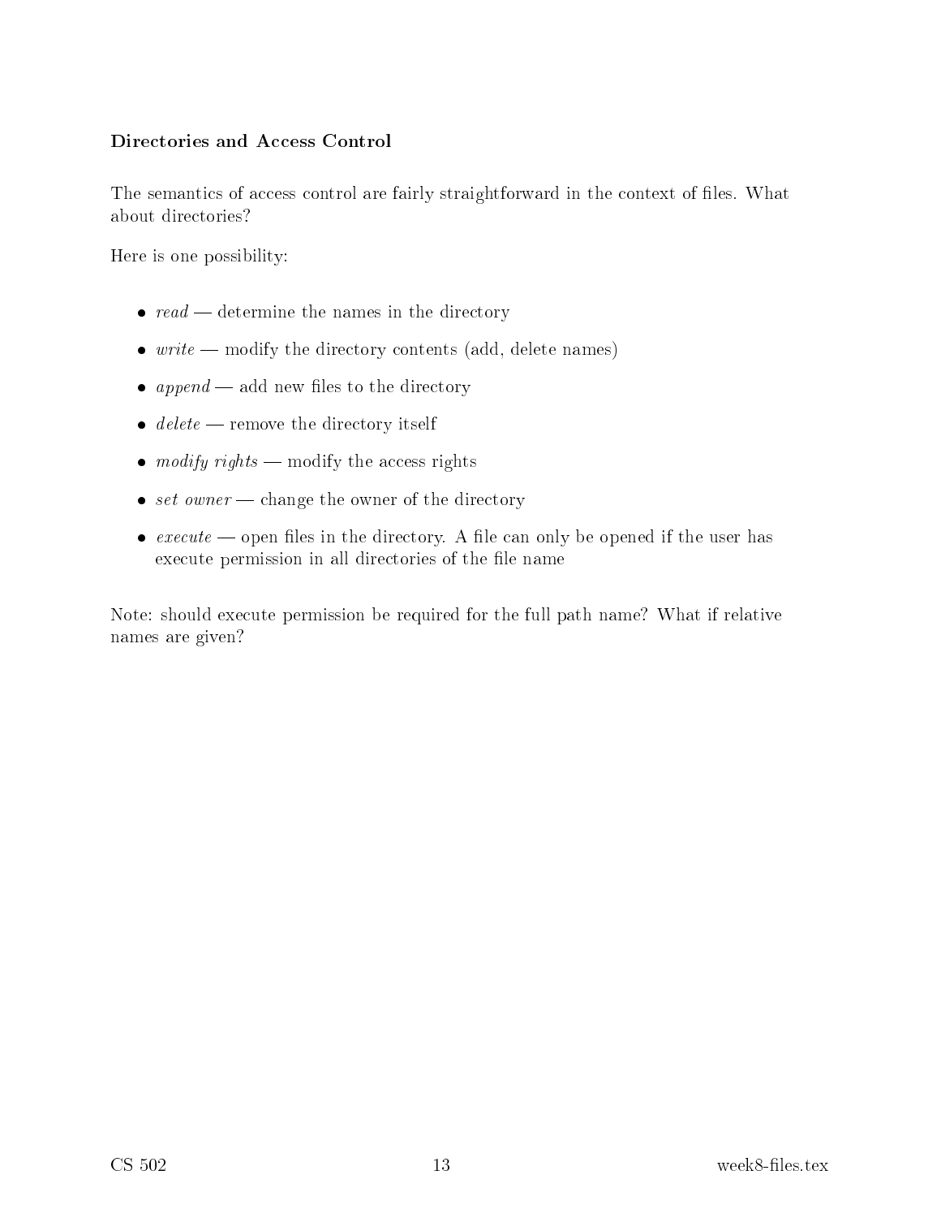## Directories and Access Control

The semantics of access control are fairly straightforward in the context of files. What about directories?

Here is one possibility:

- *read* — determine the names in the directory
- *write* — modify the directory contents (add, delete names)
- *append* — add new files to the directory
- *delete* — remove the directory itself
- *modify rights* — modify the access rights
- *set owner* — change the owner of the directory
- *execute* — open files in the directory. A file can only be opened if the user has execute permission in all directories of the file name

Note: should execute permission be required for the full path name? What if relative names are given?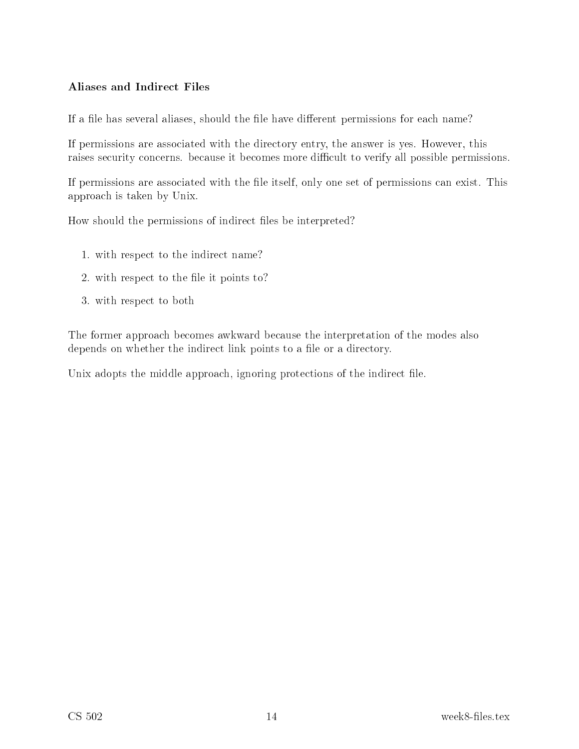### Aliases and Indirect Files

If a file has several aliases, should the file have different permissions for each name?

If permissions are associated with the directory entry, the answer is yes. However, this raises security concerns. because it becomes more difficult to verify all possible permissions.

If permissions are associated with the file itself, only one set of permissions can exist. This approach is taken by Unix.

How should the permissions of indirect files be interpreted?

1. with respect to the indirect name?
2. with respect to the file it points to?
3. with respect to both

The former approach becomes awkward because the interpretation of the modes also depends on whether the indirect link points to a file or a directory.

Unix adopts the middle approach, ignoring protections of the indirect file.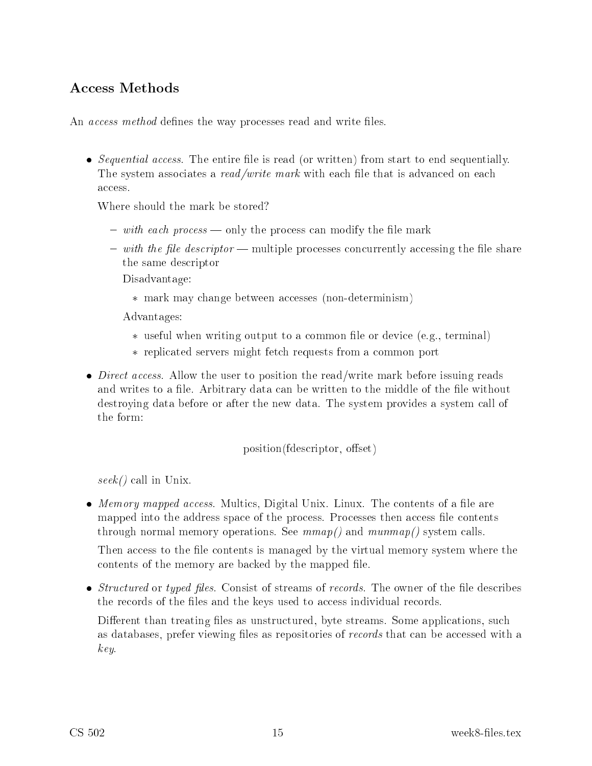## Access Methods

An *access method* defines the way processes read and write files.

- *Sequential access*. The entire file is read (or written) from start to end sequentially. The system associates a *read/write mark* with each file that is advanced on each access.

  Where should the mark be stored?

  - *with each process* — only the process can modify the file mark
  - *with the file descriptor* — multiple processes concurrently accessing the file share the same descriptor

    Disadvantage:

    * mark may change between accesses (non-determinism)

    Advantages:

    * useful when writing output to a common file or device (e.g., terminal)
    * replicated servers might fetch requests from a common port

- *Direct access*. Allow the user to position the read/write mark before issuing reads and writes to a file. Arbitrary data can be written to the middle of the file without destroying data before or after the new data. The system provides a system call of the form:

  position(fdescriptor, offset)

  *seek()* call in Unix.

- *Memory mapped access*. Multics, Digital Unix. Linux. The contents of a file are mapped into the address space of the process. Processes then access file contents through normal memory operations. See *mmap()* and *munmap()* system calls.

  Then access to the file contents is managed by the virtual memory system where the contents of the memory are backed by the mapped file.

- *Structured* or *typed files*. Consist of streams of *records*. The owner of the file describes the records of the files and the keys used to access individual records.

  Different than treating files as unstructured, byte streams. Some applications, such as databases, prefer viewing files as repositories of *records* that can be accessed with a *key*.